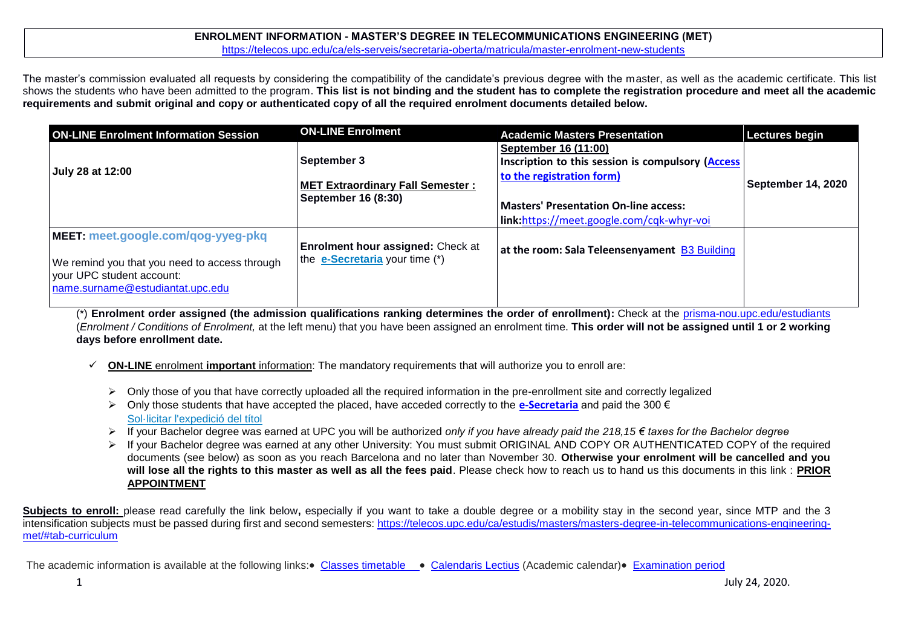# ENROLMENT INFORMATION - MASTER'S DEGREE IN TELECOMMUNICATIONS ENGINEERING (MET)

https://telecos.upc.edu/ca/els-serveis/secretaria-oberta/matricula/master-enrolment-new-students

The master's commission evaluated all requests by considering the compatibility of the candidate's previous degree with the master, as well as the academic certificate. This list shows the students who have been admitted to the program. **This list is not binding and the student has to complete the registration procedure and meet all the academic requirements and submit original and copy or authenticated copy of all the required enrolment documents detailed below.**

| ON-LINE Enrolment Information Session | ON-LINE Enrolment | Academic Masters Presentation | Lectures begin |
|---|---|---|---|
| July 28 at 12:00 | September 3<br><br>**MET Extraordinary Fall Semester : September 16 (8:30)** | **September 16 (11:00)**<br>**Inscription to this session is compulsory (Access to the registration form)**<br><br>**Masters' Presentation On-line access: link:**https://meet.google.com/cqk-whyr-voi | **September 14, 2020** |
| **MEET: meet.google.com/qog-yyeg-pkq**<br><br>We remind you that you need to access through your UPC student account: name.surname@estudiantat.upc.edu | **Enrolment hour assigned:** Check at the **e-Secretaria** your time (*) | **at the room: Sala Teleensenyament** B3 Building | |

(*) **Enrolment order assigned (the admission qualifications ranking determines the order of enrollment):** Check at the prisma-nou.upc.edu/estudiants (*Enrolment / Conditions of Enrolment,* at the left menu) that you have been assigned an enrolment time. **This order will not be assigned until 1 or 2 working days before enrollment date.**

- **ON-LINE** enrolment **important** information: The mandatory requirements that will authorize you to enroll are:
  - Only those of you that have correctly uploaded all the required information in the pre-enrollment site and correctly legalized
  - Only those students that have accepted the placed, have acceded correctly to the **e-Secretaria** and paid the 300 € Sol·licitar l'expedició del títol
  - If your Bachelor degree was earned at UPC you will be authorized *only if you have already paid the 218,15 € taxes for the Bachelor degree*
  - If your Bachelor degree was earned at any other University: You must submit ORIGINAL AND COPY OR AUTHENTICATED COPY of the required documents (see below) as soon as you reach Barcelona and no later than November 30. **Otherwise your enrolment will be cancelled and you will lose all the rights to this master as well as all the fees paid**. Please check how to reach us to hand us this documents in this link : **PRIOR APPOINTMENT**

**Subjects to enroll:** please read carefully the link below**,** especially if you want to take a double degree or a mobility stay in the second year, since MTP and the 3 intensification subjects must be passed during first and second semesters: https://telecos.upc.edu/ca/estudis/masters/masters-degree-in-telecommunications-engineering-met/#tab-curriculum

The academic information is available at the following links: • Classes timetable • Calendaris Lectius (Academic calendar) • Examination period

July 24, 2020.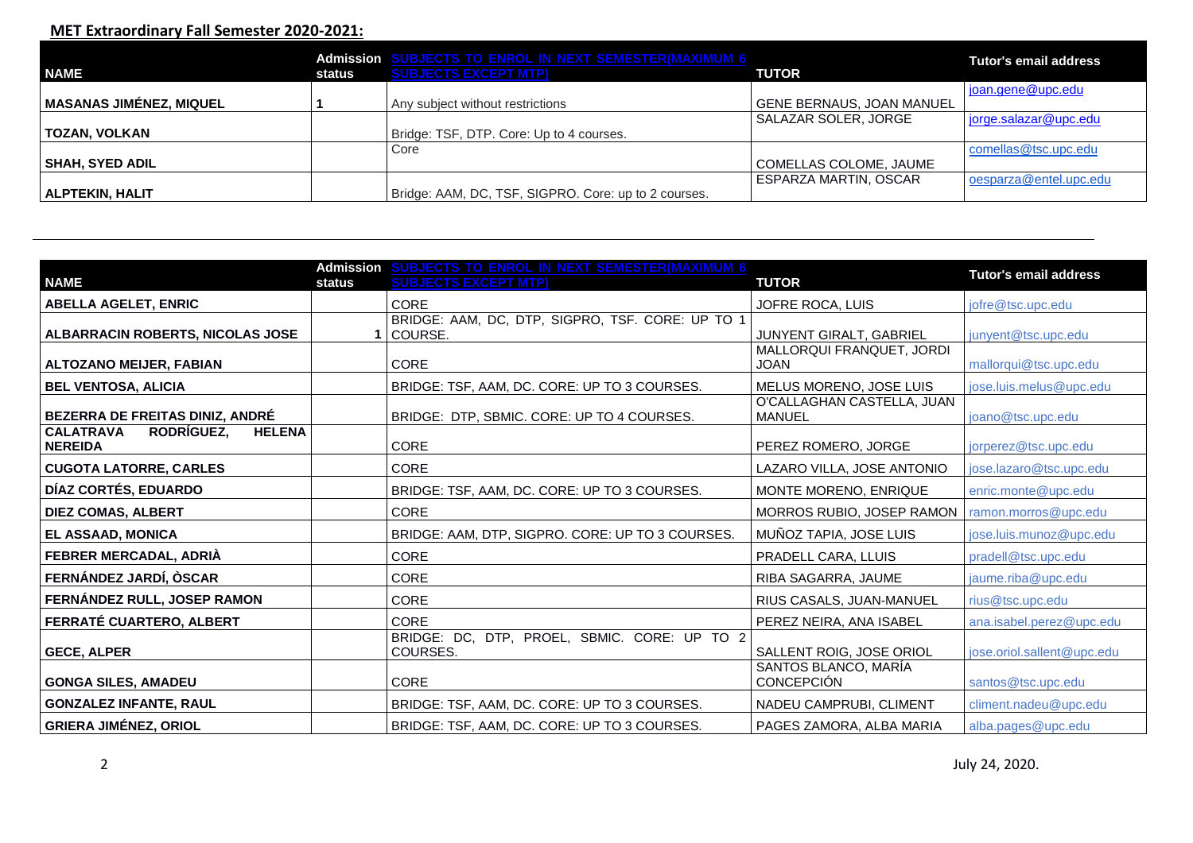## MET Extraordinary Fall Semester 2020-2021:

| NAME | Admission status | SUBJECTS TO ENROL IN NEXT SEMESTER(MAXIMUM 6 SUBJECTS EXCEPT MTP) | TUTOR | Tutor's email address |
|---|---|---|---|---|
| MASANAS JIMÉNEZ, MIQUEL | 1 | Any subject without restrictions | GENE BERNAUS, JOAN MANUEL | joan.gene@upc.edu |
| TOZAN, VOLKAN | | Bridge: TSF, DTP. Core: Up to 4 courses. | SALAZAR SOLER, JORGE | jorge.salazar@upc.edu |
| SHAH, SYED ADIL | | Core | COMELLAS COLOME, JAUME | comellas@tsc.upc.edu |
| ALPTEKIN, HALIT | | Bridge: AAM, DC, TSF, SIGPRO. Core: up to 2 courses. | ESPARZA MARTIN, OSCAR | oesparza@entel.upc.edu |

| NAME | Admission status | SUBJECTS TO ENROL IN NEXT SEMESTER(MAXIMUM 6 SUBJECTS EXCEPT MTP) | TUTOR | Tutor's email address |
|---|---|---|---|---|
| ABELLA AGELET, ENRIC | | CORE | JOFRE ROCA, LUIS | jofre@tsc.upc.edu |
| ALBARRACIN ROBERTS, NICOLAS JOSE | 1 | BRIDGE: AAM, DC, DTP, SIGPRO, TSF. CORE: UP TO 1 COURSE. | JUNYENT GIRALT, GABRIEL | junyent@tsc.upc.edu |
| ALTOZANO MEIJER, FABIAN | | CORE | MALLORQUI FRANQUET, JORDI JOAN | mallorqui@tsc.upc.edu |
| BEL VENTOSA, ALICIA | | BRIDGE: TSF, AAM, DC. CORE: UP TO 3 COURSES. | MELUS MORENO, JOSE LUIS | jose.luis.melus@upc.edu |
| BEZERRA DE FREITAS DINIZ, ANDRÉ | | BRIDGE: DTP, SBMIC. CORE: UP TO 4 COURSES. | O'CALLAGHAN CASTELLA, JUAN MANUEL | joano@tsc.upc.edu |
| CALATRAVA RODRÍGUEZ, HELENA NEREIDA | | CORE | PEREZ ROMERO, JORGE | jorperez@tsc.upc.edu |
| CUGOTA LATORRE, CARLES | | CORE | LAZARO VILLA, JOSE ANTONIO | jose.lazaro@tsc.upc.edu |
| DÍAZ CORTÉS, EDUARDO | | BRIDGE: TSF, AAM, DC. CORE: UP TO 3 COURSES. | MONTE MORENO, ENRIQUE | enric.monte@upc.edu |
| DIEZ COMAS, ALBERT | | CORE | MORROS RUBIO, JOSEP RAMON | ramon.morros@upc.edu |
| EL ASSAAD, MONICA | | BRIDGE: AAM, DTP, SIGPRO. CORE: UP TO 3 COURSES. | MUÑOZ TAPIA, JOSE LUIS | jose.luis.munoz@upc.edu |
| FEBRER MERCADAL, ADRIÀ | | CORE | PRADELL CARA, LLUIS | pradell@tsc.upc.edu |
| FERNÁNDEZ JARDÍ, ÒSCAR | | CORE | RIBA SAGARRA, JAUME | jaume.riba@upc.edu |
| FERNÁNDEZ RULL, JOSEP RAMON | | CORE | RIUS CASALS, JUAN-MANUEL | rius@tsc.upc.edu |
| FERRATÉ CUARTERO, ALBERT | | CORE | PEREZ NEIRA, ANA ISABEL | ana.isabel.perez@upc.edu |
| GECE, ALPER | | BRIDGE: DC, DTP, PROEL, SBMIC. CORE: UP TO 2 COURSES. | SALLENT ROIG, JOSE ORIOL | jose.oriol.sallent@upc.edu |
| GONGA SILES, AMADEU | | CORE | SANTOS BLANCO, MARÍA CONCEPCIÓN | santos@tsc.upc.edu |
| GONZALEZ INFANTE, RAUL | | BRIDGE: TSF, AAM, DC. CORE: UP TO 3 COURSES. | NADEU CAMPRUBI, CLIMENT | climent.nadeu@upc.edu |
| GRIERA JIMÉNEZ, ORIOL | | BRIDGE: TSF, AAM, DC. CORE: UP TO 3 COURSES. | PAGES ZAMORA, ALBA MARIA | alba.pages@upc.edu |

July 24, 2020.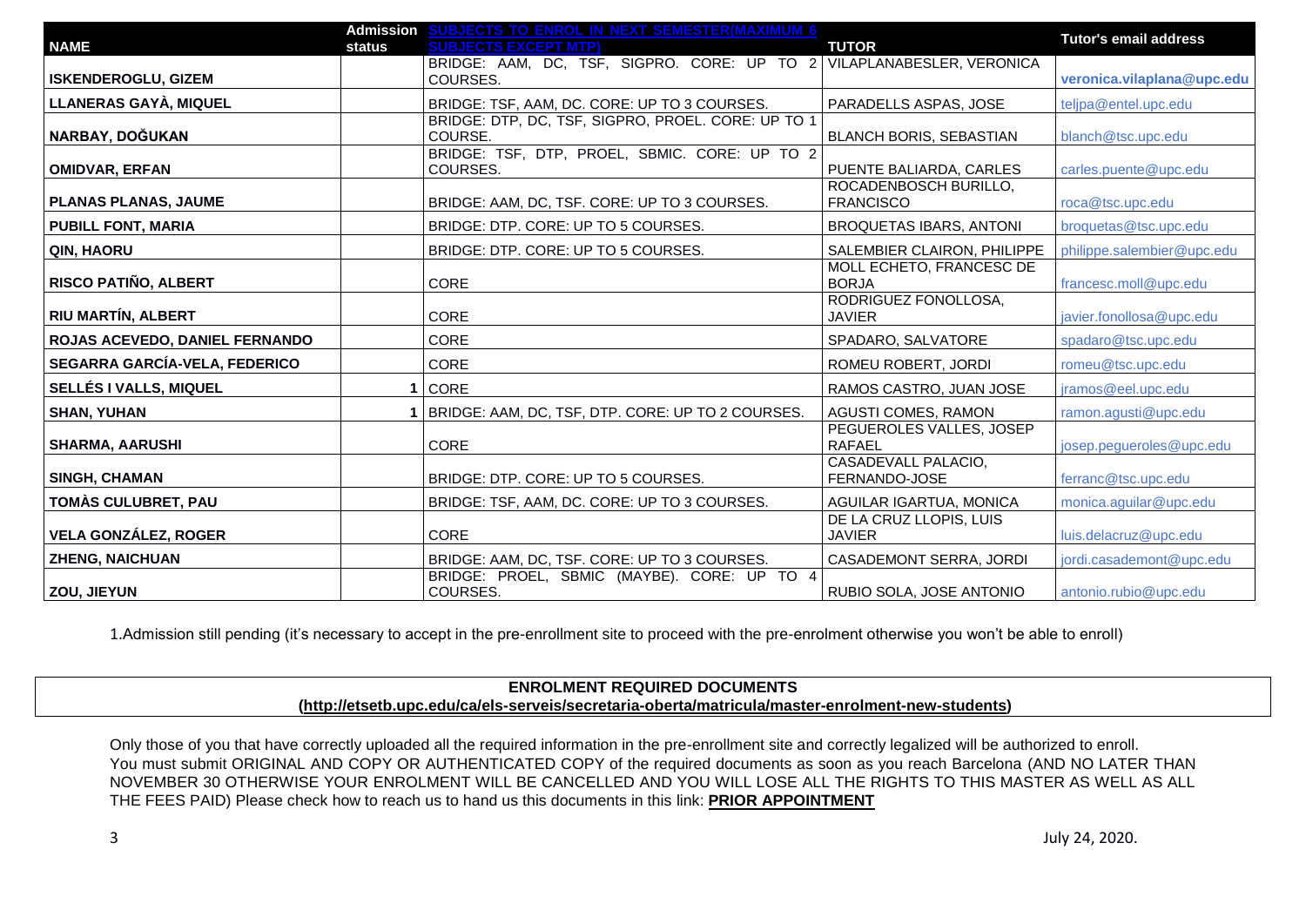| NAME | Admission status | SUBJECTS TO ENROL IN NEXT SEMESTER(MAXIMUM 6 SUBJECTS EXCEPT MTP) | TUTOR | Tutor's email address |
|---|---|---|---|---|
| ISKENDEROGLU, GIZEM | | BRIDGE: AAM, DC, TSF, SIGPRO. CORE: UP TO 2 COURSES. | VILAPLANABESLER, VERONICA | veronica.vilaplana@upc.edu |
| LLANERAS GAYÀ, MIQUEL | | BRIDGE: TSF, AAM, DC. CORE: UP TO 3 COURSES. | PARADELLS ASPAS, JOSE | teljpa@entel.upc.edu |
| NARBAY, DOĞUKAN | | BRIDGE: DTP, DC, TSF, SIGPRO, PROEL. CORE: UP TO 1 COURSE. | BLANCH BORIS, SEBASTIAN | blanch@tsc.upc.edu |
| OMIDVAR, ERFAN | | BRIDGE: TSF, DTP, PROEL, SBMIC. CORE: UP TO 2 COURSES. | PUENTE BALIARDA, CARLES | carles.puente@upc.edu |
| PLANAS PLANAS, JAUME | | BRIDGE: AAM, DC, TSF. CORE: UP TO 3 COURSES. | ROCADENBOSCH BURILLO, FRANCISCO | roca@tsc.upc.edu |
| PUBILL FONT, MARIA | | BRIDGE: DTP. CORE: UP TO 5 COURSES. | BROQUETAS IBARS, ANTONI | broquetas@tsc.upc.edu |
| QIN, HAORU | | BRIDGE: DTP. CORE: UP TO 5 COURSES. | SALEMBIER CLAIRON, PHILIPPE | philippe.salembier@upc.edu |
| RISCO PATIÑO, ALBERT | | CORE | MOLL ECHETO, FRANCESC DE BORJA | francesc.moll@upc.edu |
| RIU MARTÍN, ALBERT | | CORE | RODRIGUEZ FONOLLOSA, JAVIER | javier.fonollosa@upc.edu |
| ROJAS ACEVEDO, DANIEL FERNANDO | | CORE | SPADARO, SALVATORE | spadaro@tsc.upc.edu |
| SEGARRA GARCÍA-VELA, FEDERICO | | CORE | ROMEU ROBERT, JORDI | romeu@tsc.upc.edu |
| SELLÉS I VALLS, MIQUEL | 1 | CORE | RAMOS CASTRO, JUAN JOSE | jramos@eel.upc.edu |
| SHAN, YUHAN | 1 | BRIDGE: AAM, DC, TSF, DTP. CORE: UP TO 2 COURSES. | AGUSTI COMES, RAMON | ramon.agusti@upc.edu |
| SHARMA, AARUSHI | | CORE | PEGUEROLES VALLES, JOSEP RAFAEL | josep.pegueroles@upc.edu |
| SINGH, CHAMAN | | BRIDGE: DTP. CORE: UP TO 5 COURSES. | CASADEVALL PALACIO, FERNANDO-JOSE | ferranc@tsc.upc.edu |
| TOMÀS CULUBRET, PAU | | BRIDGE: TSF, AAM, DC. CORE: UP TO 3 COURSES. | AGUILAR IGARTUA, MONICA | monica.aguilar@upc.edu |
| VELA GONZÁLEZ, ROGER | | CORE | DE LA CRUZ LLOPIS, LUIS JAVIER | luis.delacruz@upc.edu |
| ZHENG, NAICHUAN | | BRIDGE: AAM, DC, TSF. CORE: UP TO 3 COURSES. | CASADEMONT SERRA, JORDI | jordi.casademont@upc.edu |
| ZOU, JIEYUN | | BRIDGE: PROEL, SBMIC (MAYBE). CORE: UP TO 4 COURSES. | RUBIO SOLA, JOSE ANTONIO | antonio.rubio@upc.edu |

1.Admission still pending (it's necessary to accept in the pre-enrollment site to proceed with the pre-enrolment otherwise you won't be able to enroll)

**ENROLMENT REQUIRED DOCUMENTS**
**(http://etsetb.upc.edu/ca/els-serveis/secretaria-oberta/matricula/master-enrolment-new-students)**

Only those of you that have correctly uploaded all the required information in the pre-enrollment site and correctly legalized will be authorized to enroll. You must submit ORIGINAL AND COPY OR AUTHENTICATED COPY of the required documents as soon as you reach Barcelona (AND NO LATER THAN NOVEMBER 30 OTHERWISE YOUR ENROLMENT WILL BE CANCELLED AND YOU WILL LOSE ALL THE RIGHTS TO THIS MASTER AS WELL AS ALL THE FEES PAID) Please check how to reach us to hand us this documents in this link: **PRIOR APPOINTMENT**

July 24, 2020.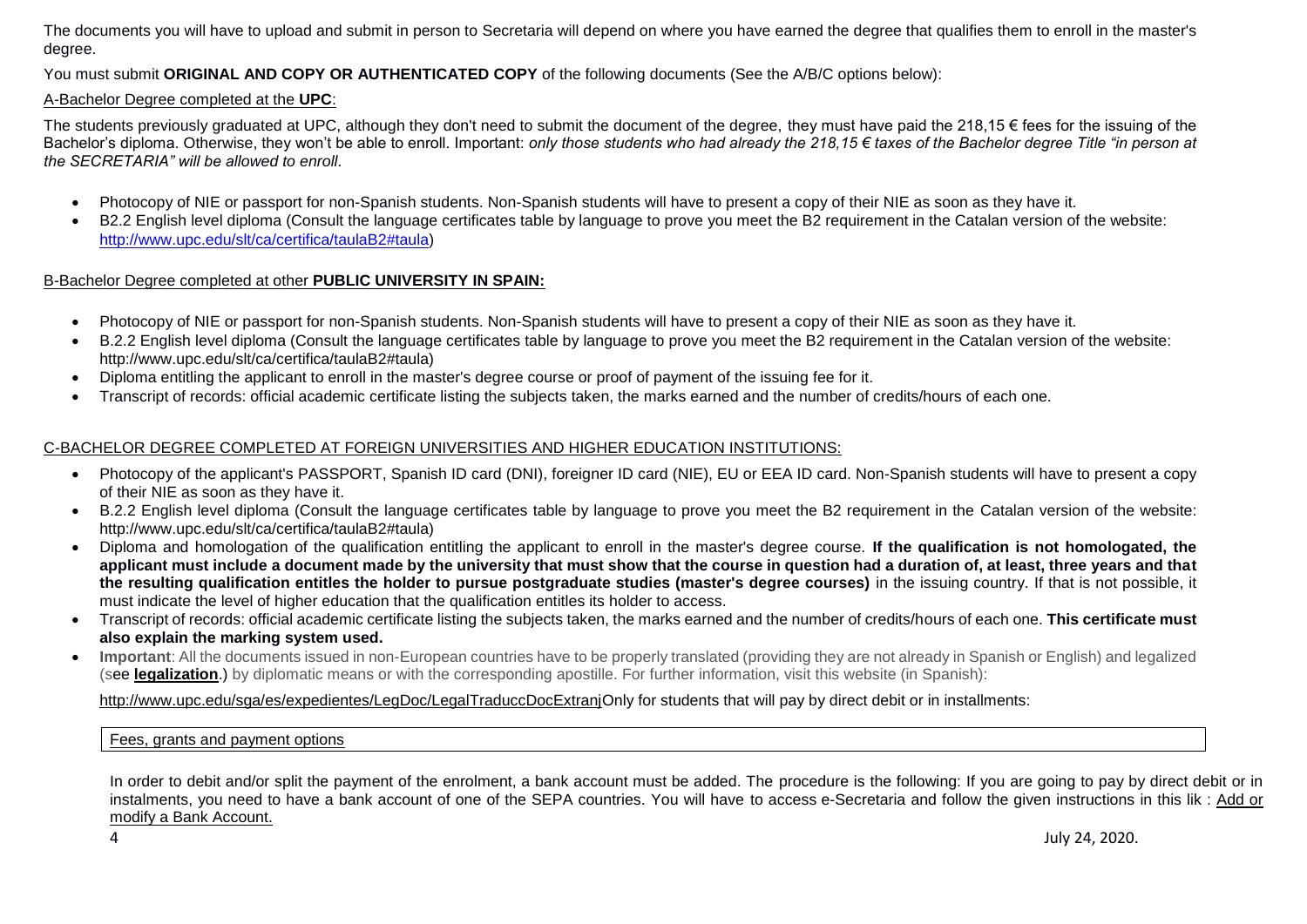The documents you will have to upload and submit in person to Secretaria will depend on where you have earned the degree that qualifies them to enroll in the master's degree.

You must submit **ORIGINAL AND COPY OR AUTHENTICATED COPY** of the following documents (See the A/B/C options below):

A-Bachelor Degree completed at the **UPC**:

The students previously graduated at UPC, although they don't need to submit the document of the degree, they must have paid the 218,15 € fees for the issuing of the Bachelor's diploma. Otherwise, they won't be able to enroll. Important: *only those students who had already the 218,15 € taxes of the Bachelor degree Title "in person at the SECRETARIA" will be allowed to enroll*.

- Photocopy of NIE or passport for non-Spanish students. Non-Spanish students will have to present a copy of their NIE as soon as they have it.
- B2.2 English level diploma (Consult the language certificates table by language to prove you meet the B2 requirement in the Catalan version of the website: http://www.upc.edu/slt/ca/certifica/taulaB2#taula)

B-Bachelor Degree completed at other **PUBLIC UNIVERSITY IN SPAIN:**

- Photocopy of NIE or passport for non-Spanish students. Non-Spanish students will have to present a copy of their NIE as soon as they have it.
- B.2.2 English level diploma (Consult the language certificates table by language to prove you meet the B2 requirement in the Catalan version of the website: http://www.upc.edu/slt/ca/certifica/taulaB2#taula)
- Diploma entitling the applicant to enroll in the master's degree course or proof of payment of the issuing fee for it.
- Transcript of records: official academic certificate listing the subjects taken, the marks earned and the number of credits/hours of each one.

C-BACHELOR DEGREE COMPLETED AT FOREIGN UNIVERSITIES AND HIGHER EDUCATION INSTITUTIONS:

- Photocopy of the applicant's PASSPORT, Spanish ID card (DNI), foreigner ID card (NIE), EU or EEA ID card. Non-Spanish students will have to present a copy of their NIE as soon as they have it.
- B.2.2 English level diploma (Consult the language certificates table by language to prove you meet the B2 requirement in the Catalan version of the website: http://www.upc.edu/slt/ca/certifica/taulaB2#taula)
- Diploma and homologation of the qualification entitling the applicant to enroll in the master's degree course. **If the qualification is not homologated, the applicant must include a document made by the university that must show that the course in question had a duration of, at least, three years and that the resulting qualification entitles the holder to pursue postgraduate studies (master's degree courses)** in the issuing country. If that is not possible, it must indicate the level of higher education that the qualification entitles its holder to access.
- Transcript of records: official academic certificate listing the subjects taken, the marks earned and the number of credits/hours of each one. **This certificate must also explain the marking system used.**
- **Important**: All the documents issued in non-European countries have to be properly translated (providing they are not already in Spanish or English) and legalized (see **legalization**.) by diplomatic means or with the corresponding apostille. For further information, visit this website (in Spanish):

http://www.upc.edu/sga/es/expedientes/LegDoc/LegalTraduccDocExtranjOnly for students that will pay by direct debit or in installments:

| Fees, grants and payment options |
| --- |

In order to debit and/or split the payment of the enrolment, a bank account must be added. The procedure is the following: If you are going to pay by direct debit or in instalments, you need to have a bank account of one of the SEPA countries. You will have to access e-Secretaria and follow the given instructions in this lik : Add or modify a Bank Account.

July 24, 2020.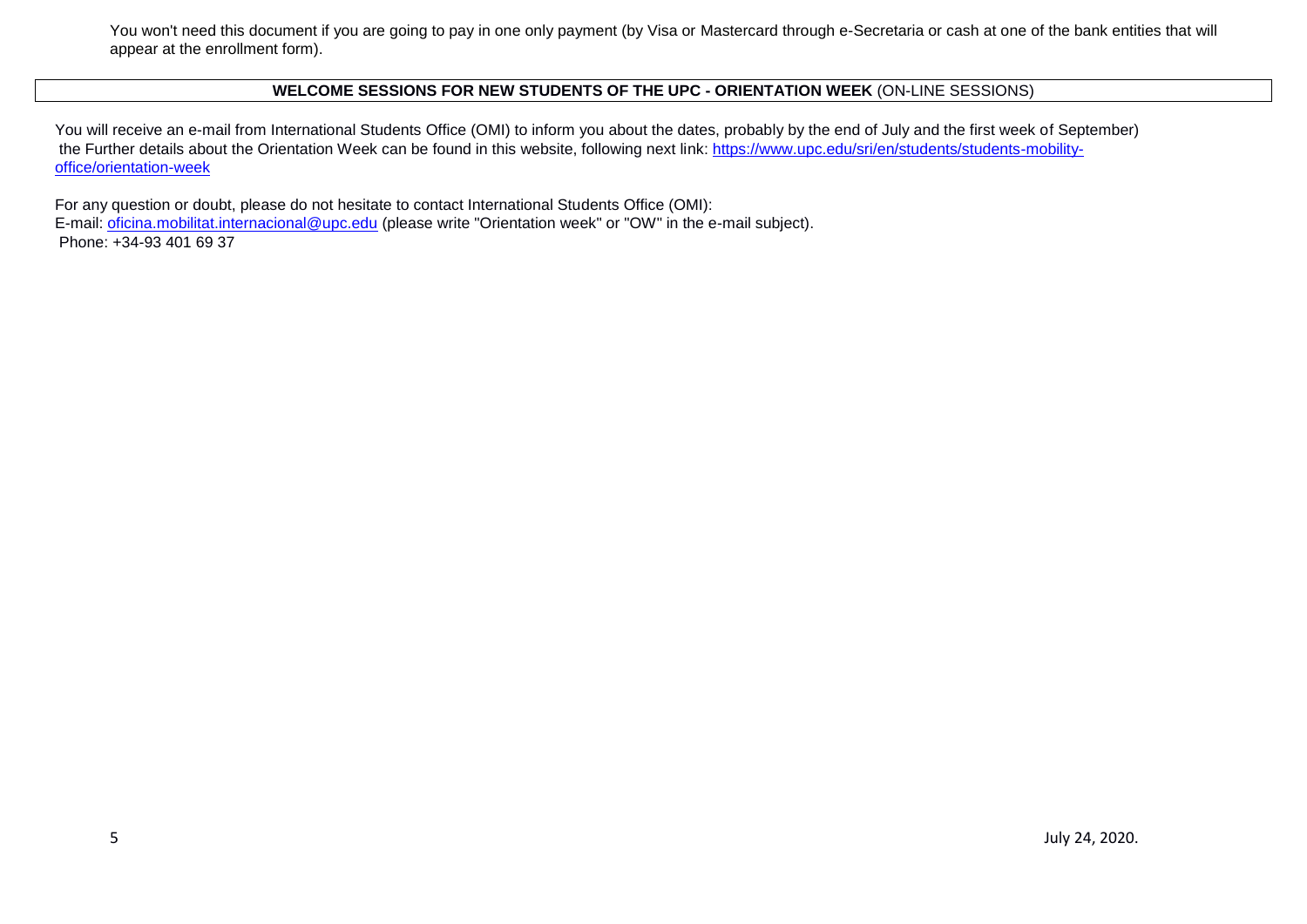You won't need this document if you are going to pay in one only payment (by Visa or Mastercard through e-Secretaria or cash at one of the bank entities that will appear at the enrollment form).

## **WELCOME SESSIONS FOR NEW STUDENTS OF THE UPC - ORIENTATION WEEK** (ON-LINE SESSIONS)

You will receive an e-mail from International Students Office (OMI) to inform you about the dates, probably by the end of July and the first week of September) the Further details about the Orientation Week can be found in this website, following next link: https://www.upc.edu/sri/en/students/students-mobility-office/orientation-week

For any question or doubt, please do not hesitate to contact International Students Office (OMI):
E-mail: oficina.mobilitat.internacional@upc.edu (please write "Orientation week" or "OW" in the e-mail subject).
Phone: +34-93 401 69 37

July 24, 2020.